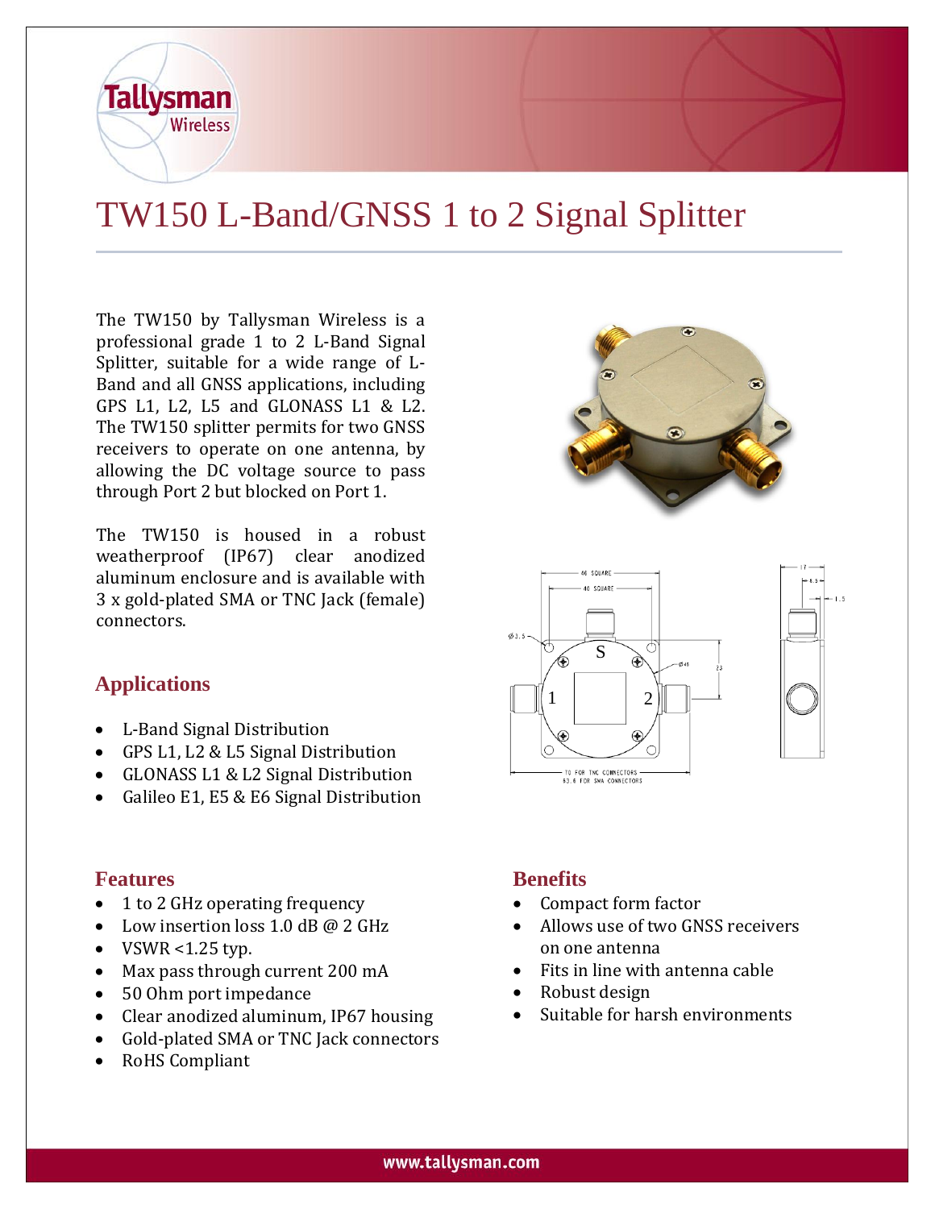# TW150 L-Band/GNSS 1 to 2 Signal Splitter

The TW150 by Tallysman Wireless is a professional grade 1 to 2 L-Band Signal Splitter, suitable for a wide range of L-Band and all GNSS applications, including GPS L1, L2, L5 and GLONASS L1 & L2. The TW150 splitter permits for two GNSS receivers to operate on one antenna, by allowing the DC voltage source to pass through Port 2 but blocked on Port 1.

The TW150 is housed in a robust weatherproof (IP67) clear anodized aluminum enclosure and is available with 3 x gold-plated SMA or TNC Jack (female) connectors.

## Applications

- L-Band Signal Distribution
- GPS L1, L2 & L5 Signal Distribution
- GLONASS L1 & L2 Signal Distribution
- Galileo E1, E5 & E6 Signal Distribution

## Features

- 1 to 2 GHz operating frequency
- Low insertion loss 1.0 dB @ 2 GHz
- VSWR <1.25 typ.
- Max pass through current 200 mA
- 50 Ohm port impedance
- Clear anodized aluminum, IP67 housing
- Gold-plated SMA or TNC Jack connectors
- RoHS Compliant

## Benefits

- Compact form factor
- Allows use of two GNSS receivers on one antenna
- Fits in line with antenna cable
- Robust design
- Suitable for harsh environments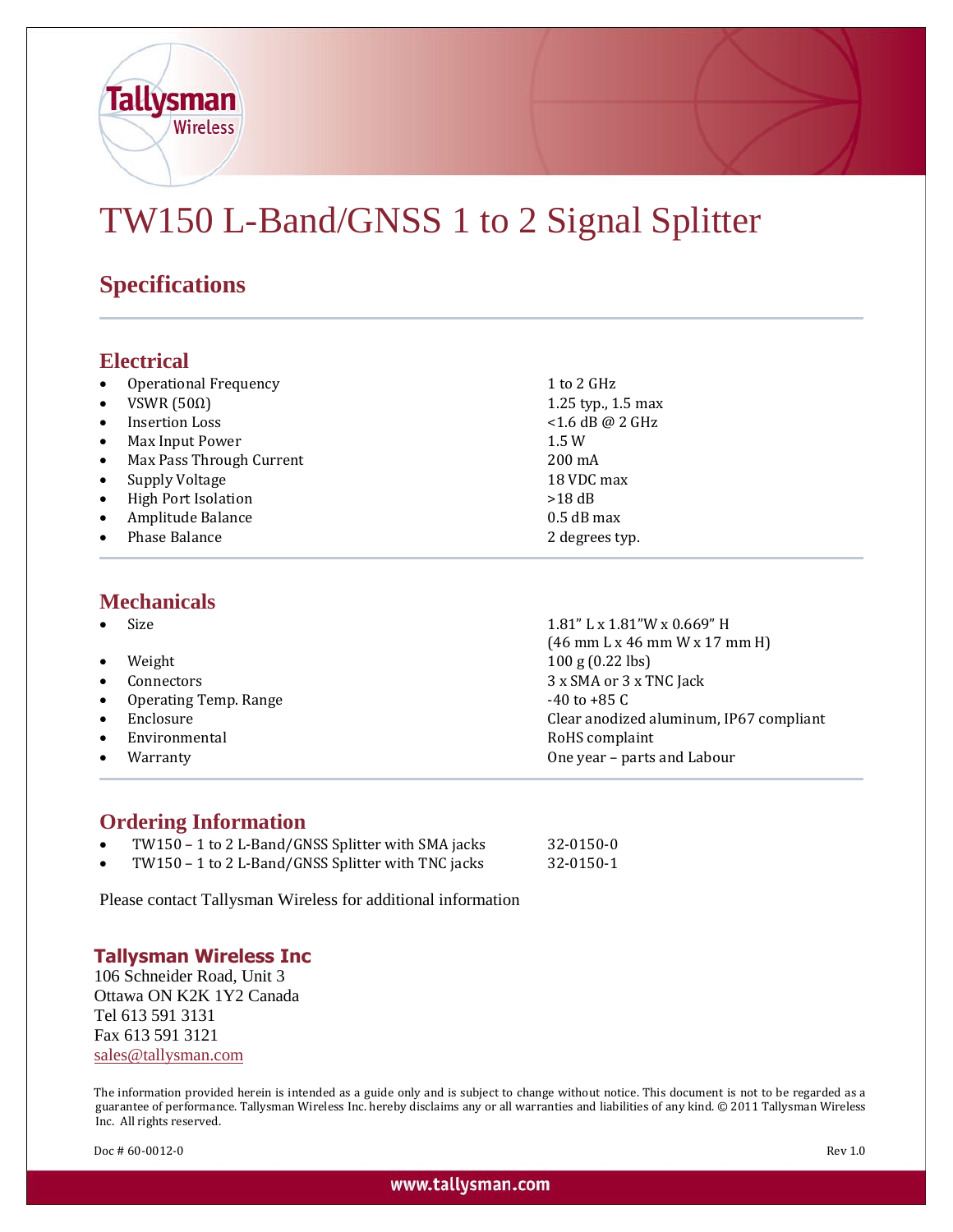# TW150 L-Band/GNSS 1 to 2 Signal Splitter

## Specifications

### Electrical

| | |
|---|---|
| Operational Frequency | 1 to 2 GHz |
| VSWR (50Ω) | 1.25 typ., 1.5 max |
| Insertion Loss | <1.6 dB @ 2 GHz |
| Max Input Power | 1.5 W |
| Max Pass Through Current | 200 mA |
| Supply Voltage | 18 VDC max |
| High Port Isolation | >18 dB |
| Amplitude Balance | 0.5 dB max |
| Phase Balance | 2 degrees typ. |

### Mechanicals

| | |
|---|---|
| Size | 1.81" L x 1.81"W x 0.669" H (46 mm L x 46 mm W x 17 mm H) |
| Weight | 100 g (0.22 lbs) |
| Connectors | 3 x SMA or 3 x TNC Jack |
| Operating Temp. Range | -40 to +85 C |
| Enclosure | Clear anodized aluminum, IP67 compliant |
| Environmental | RoHS complaint |
| Warranty | One year – parts and Labour |

### Ordering Information

| | |
|---|---|
| TW150 – 1 to 2 L-Band/GNSS Splitter with SMA jacks | 32-0150-0 |
| TW150 – 1 to 2 L-Band/GNSS Splitter with TNC jacks | 32-0150-1 |

Please contact Tallysman Wireless for additional information

**Tallysman Wireless Inc**
106 Schneider Road, Unit 3
Ottawa ON K2K 1Y2 Canada
Tel 613 591 3131
Fax 613 591 3121
sales@tallysman.com

The information provided herein is intended as a guide only and is subject to change without notice. This document is not to be regarded as a guarantee of performance. Tallysman Wireless Inc. hereby disclaims any or all warranties and liabilities of any kind. © 2011 Tallysman Wireless Inc. All rights reserved.

Doc # 60-0012-0 Rev 1.0

www.tallysman.com